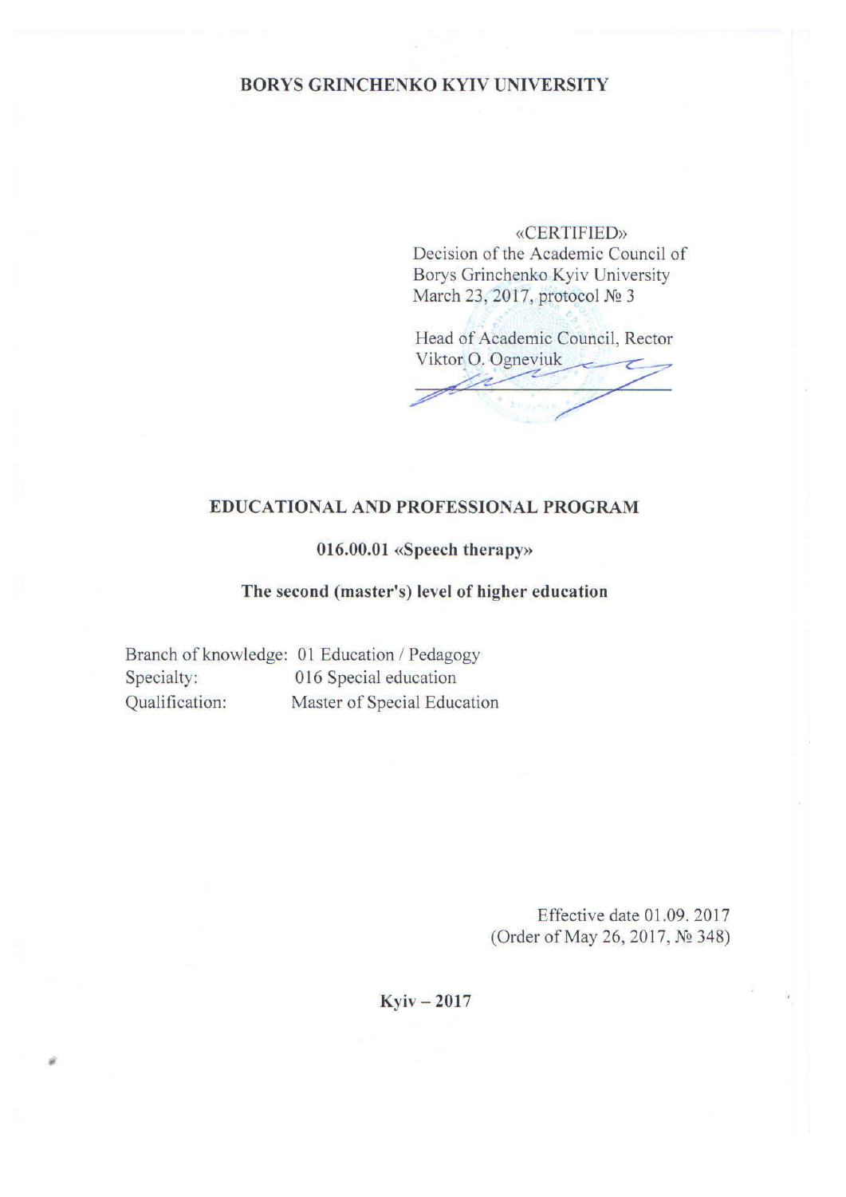**BORYS GRINCHENKO KYIV UNIVERSITY**

«CERTIFIED»
Decision of the Academic Council of
Borys Grinchenko Kyiv University
March 23, 2017, protocol № 3

Head of Academic Council, Rector
Viktor O. Ogneviuk

# EDUCATIONAL AND PROFESSIONAL PROGRAM

## 016.00.01 «Speech therapy»

## The second (master's) level of higher education

Branch of knowledge: 01 Education / Pedagogy
Specialty: 016 Special education
Qualification: Master of Special Education

Effective date 01.09. 2017
(Order of May 26, 2017, № 348)

**Kyiv – 2017**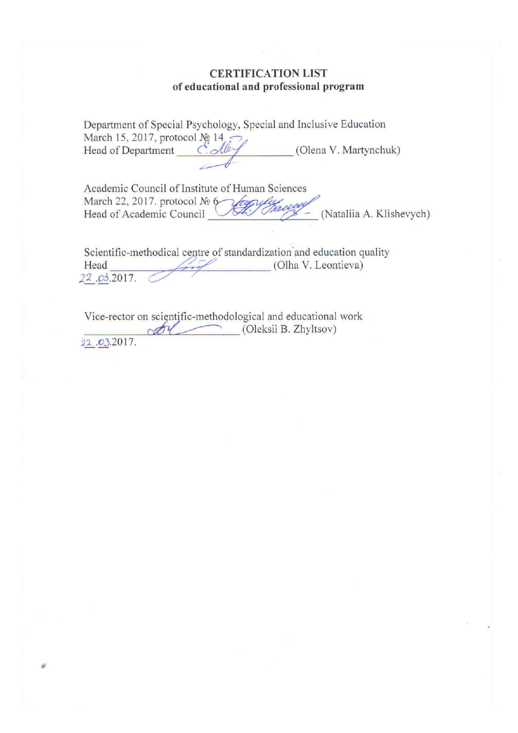## CERTIFICATION LIST
### of educational and professional program

Department of Special Psychology, Special and Inclusive Education
March 15, 2017, protocol № 14
Head of Department ________________ (Olena V. Martynchuk)

Academic Council of Institute of Human Sciences
March 22, 2017. protocol № 6
Head of Academic Council ________________ (Nataliia A. Klishevych)

Scientific-methodical centre of standardization and education quality
Head ________________ (Olha V. Leontieva)
22.03.2017.

Vice-rector on scientific-methodological and educational work
________________ (Oleksii B. Zhyltsov)
22.03.2017.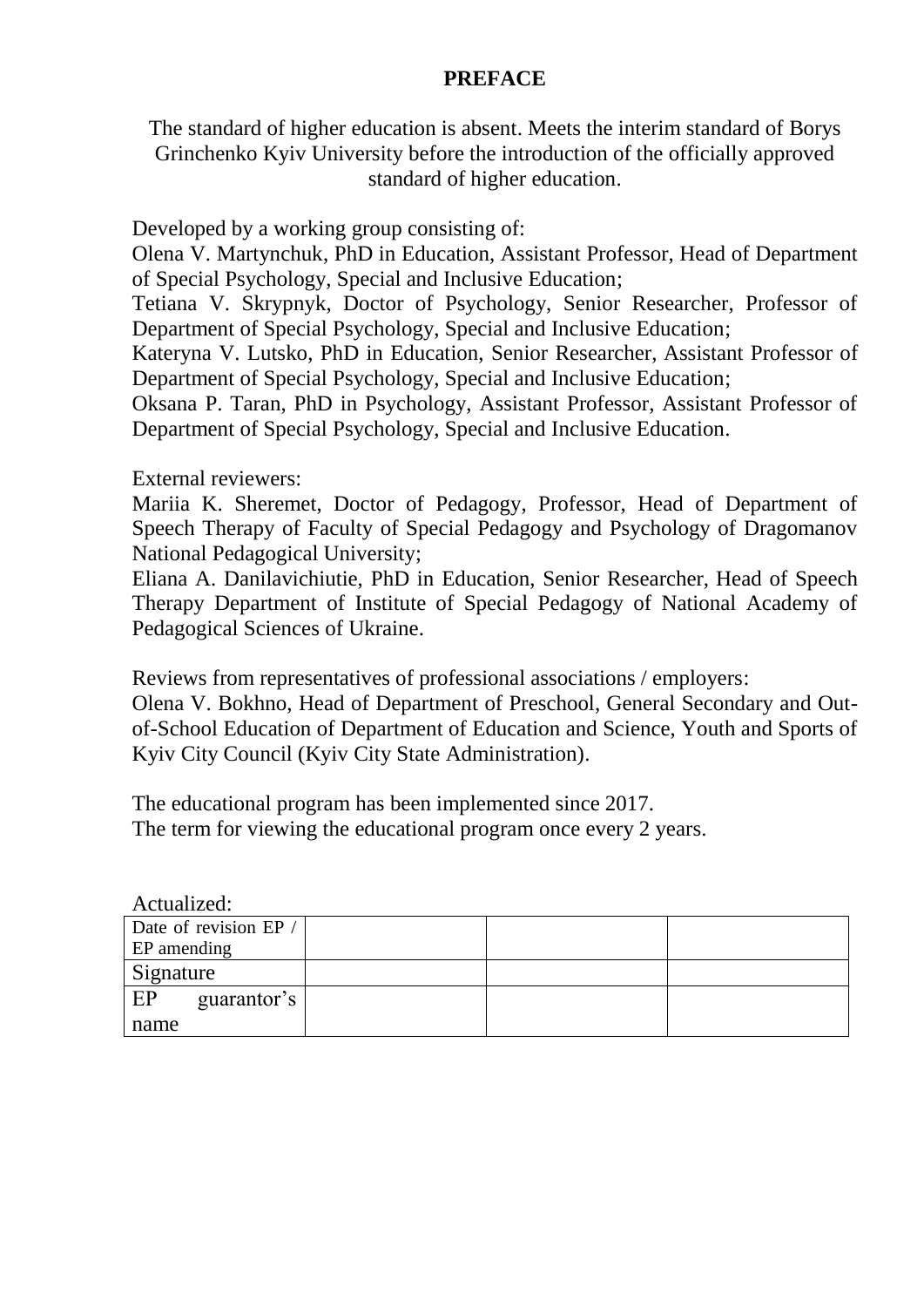# PREFACE

The standard of higher education is absent. Meets the interim standard of Borys Grinchenko Kyiv University before the introduction of the officially approved standard of higher education.

Developed by a working group consisting of:
Olena V. Martynchuk, PhD in Education, Assistant Professor, Head of Department of Special Psychology, Special and Inclusive Education;
Tetiana V. Skrypnyk, Doctor of Psychology, Senior Researcher, Professor of Department of Special Psychology, Special and Inclusive Education;
Kateryna V. Lutsko, PhD in Education, Senior Researcher, Assistant Professor of Department of Special Psychology, Special and Inclusive Education;
Oksana P. Taran, PhD in Psychology, Assistant Professor, Assistant Professor of Department of Special Psychology, Special and Inclusive Education.

External reviewers:
Mariia K. Sheremet, Doctor of Pedagogy, Professor, Head of Department of Speech Therapy of Faculty of Special Pedagogy and Psychology of Dragomanov National Pedagogical University;
Eliana A. Danilavichiutie, PhD in Education, Senior Researcher, Head of Speech Therapy Department of Institute of Special Pedagogy of National Academy of Pedagogical Sciences of Ukraine.

Reviews from representatives of professional associations / employers:
Olena V. Bokhno, Head of Department of Preschool, General Secondary and Out-of-School Education of Department of Education and Science, Youth and Sports of Kyiv City Council (Kyiv City State Administration).

The educational program has been implemented since 2017.
The term for viewing the educational program once every 2 years.

Actualized:

| Date of revision EP / EP amending | | | |
|---|---|---|---|
| Signature | | | |
| EP guarantor's name | | | |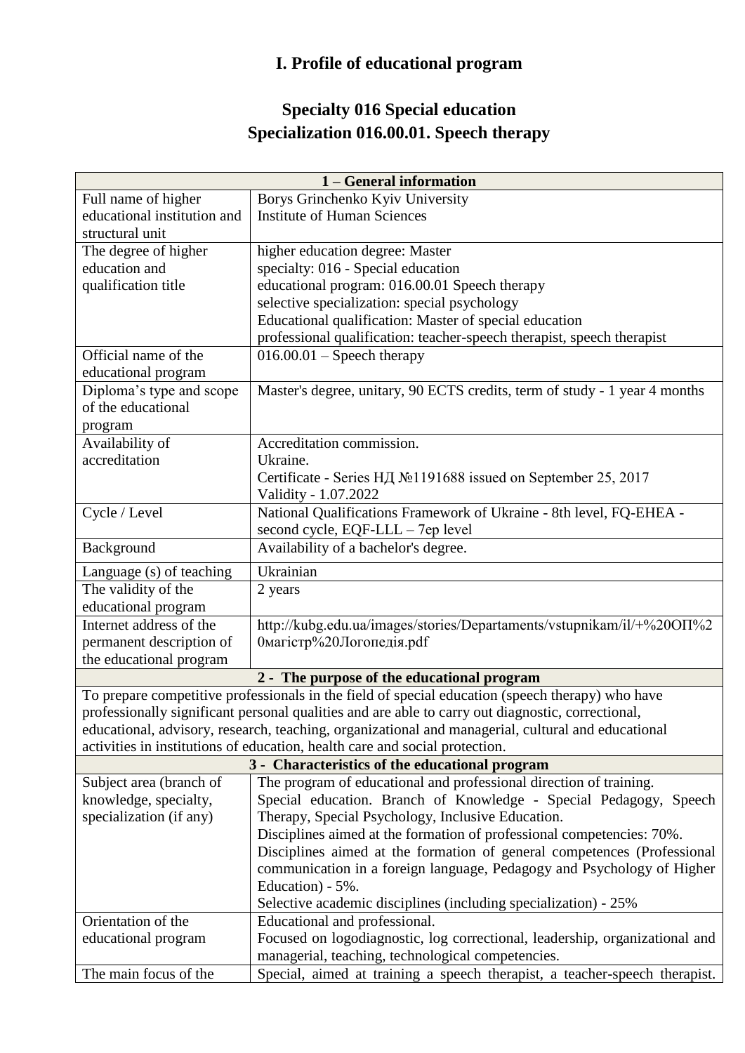# I. Profile of educational program

## Specialty 016 Special education
## Specialization 016.00.01. Speech therapy

| 1 – General information | |
|---|---|
| Full name of higher educational institution and structural unit | Borys Grinchenko Kyiv University<br>Institute of Human Sciences |
| The degree of higher education and qualification title | higher education degree: Master<br>specialty: 016 - Special education<br>educational program: 016.00.01 Speech therapy<br>selective specialization: special psychology<br>Educational qualification: Master of special education<br>professional qualification: teacher-speech therapist, speech therapist |
| Official name of the educational program | 016.00.01 – Speech therapy |
| Diploma's type and scope of the educational program | Master's degree, unitary, 90 ECTS credits, term of study - 1 year 4 months |
| Availability of accreditation | Accreditation commission.<br>Ukraine.<br>Certificate - Series НД №1191688 issued on September 25, 2017<br>Validity - 1.07.2022 |
| Cycle / Level | National Qualifications Framework of Ukraine - 8th level, FQ-EHEA - second cycle, EQF-LLL – 7ер level |
| Background | Availability of a bachelor's degree. |
| Language (s) of teaching | Ukrainian |
| The validity of the educational program | 2 years |
| Internet address of the permanent description of the educational program | http://kubg.edu.ua/images/stories/Departaments/vstupnikam/il/+%20ОП%20магістр%20Логопедія.pdf |
| **2 - The purpose of the educational program** | |
| To prepare competitive professionals in the field of special education (speech therapy) who have professionally significant personal qualities and are able to carry out diagnostic, correctional, educational, advisory, research, teaching, organizational and managerial, cultural and educational activities in institutions of education, health care and social protection. | |
| **3 - Characteristics of the educational program** | |
| Subject area (branch of knowledge, specialty, specialization (if any) | The program of educational and professional direction of training.<br>Special education. Branch of Knowledge - Special Pedagogy, Speech Therapy, Special Psychology, Inclusive Education.<br>Disciplines aimed at the formation of professional competencies: 70%.<br>Disciplines aimed at the formation of general competences (Professional communication in a foreign language, Pedagogy and Psychology of Higher Education) - 5%.<br>Selective academic disciplines (including specialization) - 25% |
| Orientation of the educational program | Educational and professional.<br>Focused on logodiagnostic, log correctional, leadership, organizational and managerial, teaching, technological competencies. |
| The main focus of the | Special, aimed at training a speech therapist, a teacher-speech therapist. |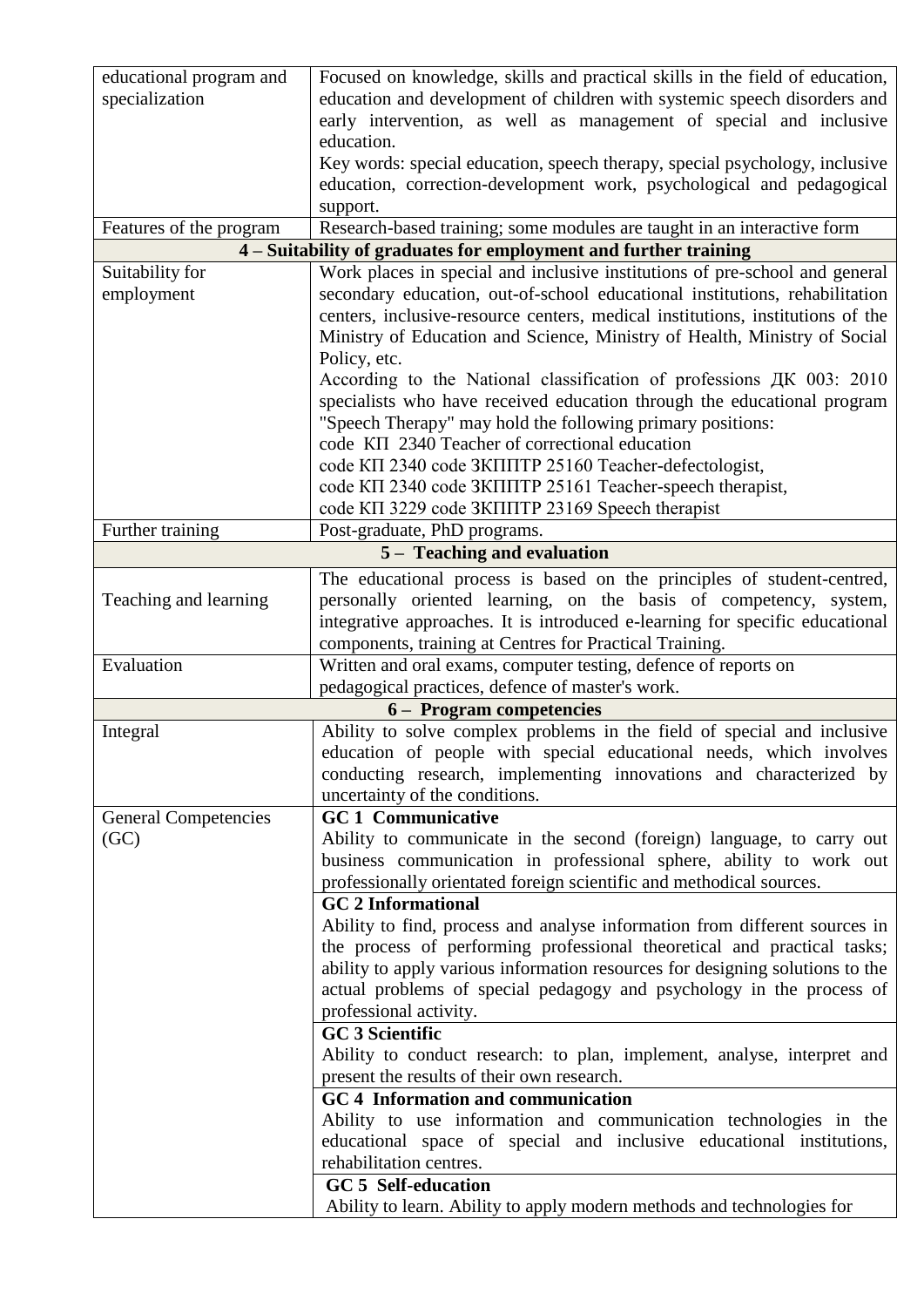| | |
|---|---|
| educational program and specialization | Focused on knowledge, skills and practical skills in the field of education, education and development of children with systemic speech disorders and early intervention, as well as management of special and inclusive education.<br>Key words: special education, speech therapy, special psychology, inclusive education, correction-development work, psychological and pedagogical support. |
| Features of the program | Research-based training; some modules are taught in an interactive form |
| **4 – Suitability of graduates for employment and further training** | |
| Suitability for employment | Work places in special and inclusive institutions of pre-school and general secondary education, out-of-school educational institutions, rehabilitation centers, inclusive-resource centers, medical institutions, institutions of the Ministry of Education and Science, Ministry of Health, Ministry of Social Policy, etc.<br>According to the National classification of professions ДК 003: 2010 specialists who have received education through the educational program "Speech Therapy" may hold the following primary positions:<br>code КП 2340 Teacher of correctional education<br>code КП 2340 code ЗКППТР 25160 Teacher-defectologist,<br>code КП 2340 code ЗКППТР 25161 Teacher-speech therapist,<br>code КП 3229 code ЗКППТР 23169 Speech therapist |
| Further training | Post-graduate, PhD programs. |
| **5 – Teaching and evaluation** | |
| Teaching and learning | The educational process is based on the principles of student-centred, personally oriented learning, on the basis of competency, system, integrative approaches. It is introduced e-learning for specific educational components, training at Centres for Practical Training. |
| Evaluation | Written and oral exams, computer testing, defence of reports on pedagogical practices, defence of master's work. |
| **6 – Program competencies** | |
| Integral | Ability to solve complex problems in the field of special and inclusive education of people with special educational needs, which involves conducting research, implementing innovations and characterized by uncertainty of the conditions. |
| General Competencies (GC) | **GC 1 Communicative**<br>Ability to communicate in the second (foreign) language, to carry out business communication in professional sphere, ability to work out professionally orientated foreign scientific and methodical sources. |
| | **GC 2 Informational**<br>Ability to find, process and analyse information from different sources in the process of performing professional theoretical and practical tasks; ability to apply various information resources for designing solutions to the actual problems of special pedagogy and psychology in the process of professional activity. |
| | **GC 3 Scientific**<br>Ability to conduct research: to plan, implement, analyse, interpret and present the results of their own research. |
| | **GC 4 Information and communication**<br>Ability to use information and communication technologies in the educational space of special and inclusive educational institutions, rehabilitation centres. |
| | **GC 5 Self-education**<br>Ability to learn. Ability to apply modern methods and technologies for |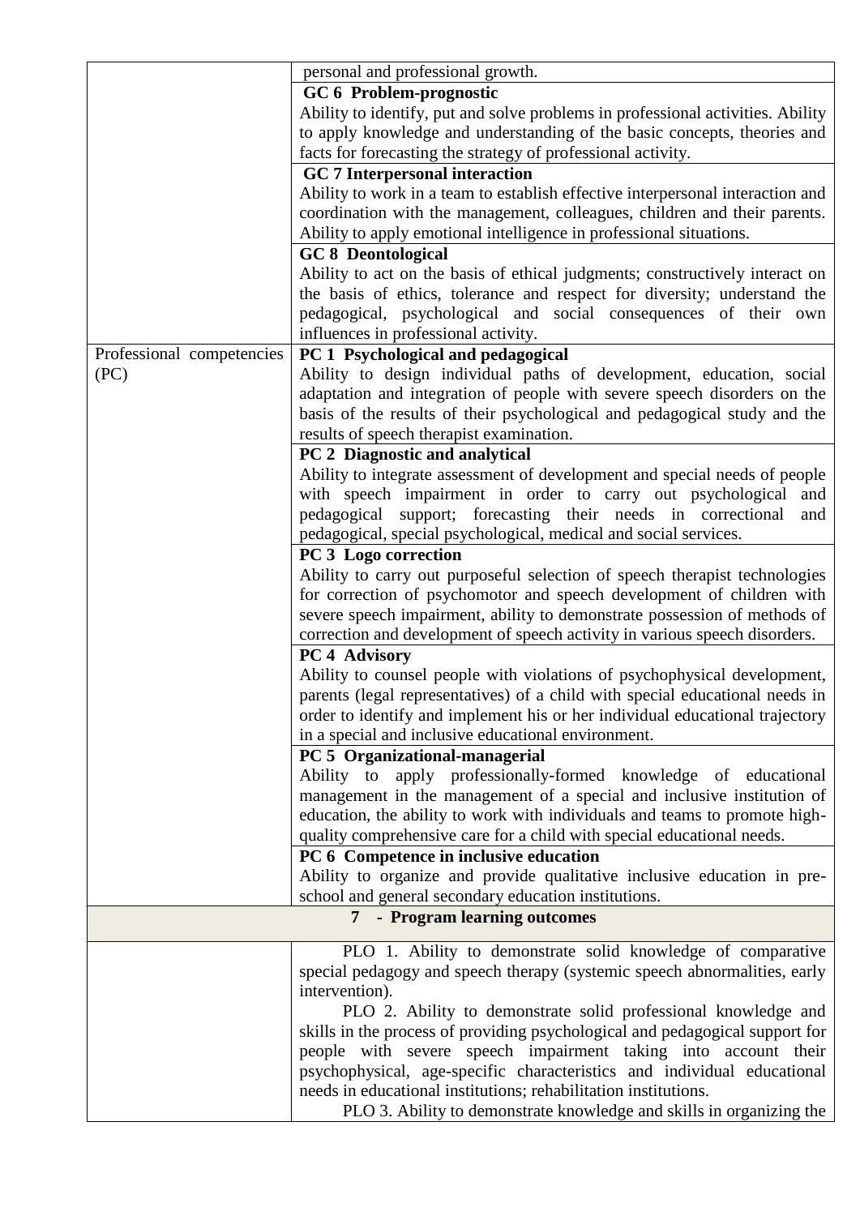| | |
|---|---|
| | personal and professional growth. |
| | **GC 6 Problem-prognostic**<br>Ability to identify, put and solve problems in professional activities. Ability to apply knowledge and understanding of the basic concepts, theories and facts for forecasting the strategy of professional activity. |
| | **GC 7 Interpersonal interaction**<br>Ability to work in a team to establish effective interpersonal interaction and coordination with the management, colleagues, children and their parents. Ability to apply emotional intelligence in professional situations. |
| | **GC 8 Deontological**<br>Ability to act on the basis of ethical judgments; constructively interact on the basis of ethics, tolerance and respect for diversity; understand the pedagogical, psychological and social consequences of their own influences in professional activity. |
| Professional competencies (PC) | **PC 1 Psychological and pedagogical**<br>Ability to design individual paths of development, education, social adaptation and integration of people with severe speech disorders on the basis of the results of their psychological and pedagogical study and the results of speech therapist examination. |
| | **PC 2 Diagnostic and analytical**<br>Ability to integrate assessment of development and special needs of people with speech impairment in order to carry out psychological and pedagogical support; forecasting their needs in correctional and pedagogical, special psychological, medical and social services. |
| | **PC 3 Logo correction**<br>Ability to carry out purposeful selection of speech therapist technologies for correction of psychomotor and speech development of children with severe speech impairment, ability to demonstrate possession of methods of correction and development of speech activity in various speech disorders. |
| | **PC 4 Advisory**<br>Ability to counsel people with violations of psychophysical development, parents (legal representatives) of a child with special educational needs in order to identify and implement his or her individual educational trajectory in a special and inclusive educational environment. |
| | **PC 5 Organizational-managerial**<br>Ability to apply professionally-formed knowledge of educational management in the management of a special and inclusive institution of education, the ability to work with individuals and teams to promote high-quality comprehensive care for a child with special educational needs. |
| | **PC 6 Competence in inclusive education**<br>Ability to organize and provide qualitative inclusive education in pre-school and general secondary education institutions. |
| **7 - Program learning outcomes** | |
| | PLO 1. Ability to demonstrate solid knowledge of comparative special pedagogy and speech therapy (systemic speech abnormalities, early intervention).<br>PLO 2. Ability to demonstrate solid professional knowledge and skills in the process of providing psychological and pedagogical support for people with severe speech impairment taking into account their psychophysical, age-specific characteristics and individual educational needs in educational institutions; rehabilitation institutions.<br>PLO 3. Ability to demonstrate knowledge and skills in organizing the |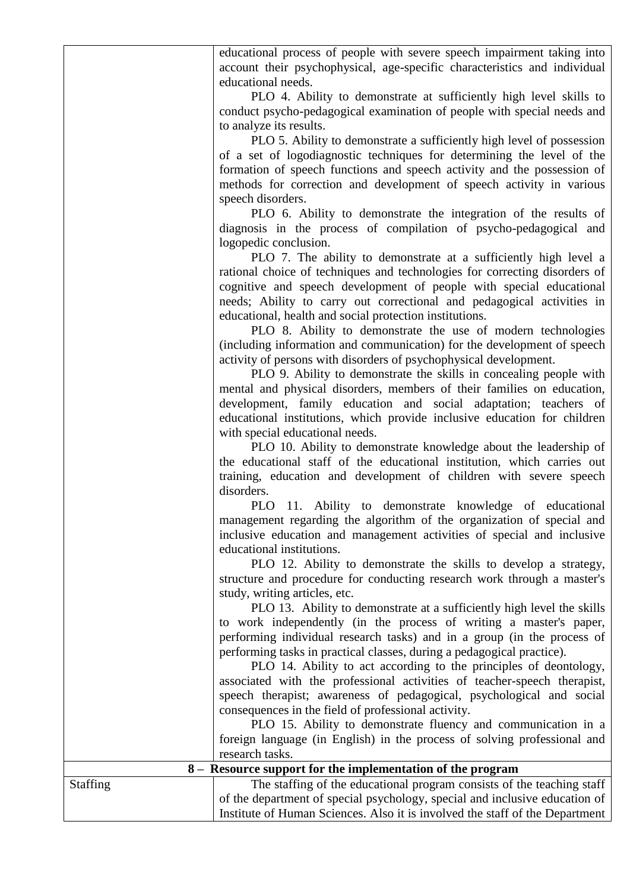| | |
|---|---|
| | educational process of people with severe speech impairment taking into account their psychophysical, age-specific characteristics and individual educational needs.<br>PLO 4. Ability to demonstrate at sufficiently high level skills to conduct psycho-pedagogical examination of people with special needs and to analyze its results.<br>PLO 5. Ability to demonstrate a sufficiently high level of possession of a set of logodiagnostic techniques for determining the level of the formation of speech functions and speech activity and the possession of methods for correction and development of speech activity in various speech disorders.<br>PLO 6. Ability to demonstrate the integration of the results of diagnosis in the process of compilation of psycho-pedagogical and logopedic conclusion.<br>PLO 7. The ability to demonstrate at a sufficiently high level a rational choice of techniques and technologies for correcting disorders of cognitive and speech development of people with special educational needs; Ability to carry out correctional and pedagogical activities in educational, health and social protection institutions.<br>PLO 8. Ability to demonstrate the use of modern technologies (including information and communication) for the development of speech activity of persons with disorders of psychophysical development.<br>PLO 9. Ability to demonstrate the skills in concealing people with mental and physical disorders, members of their families on education, development, family education and social adaptation; teachers of educational institutions, which provide inclusive education for children with special educational needs.<br>PLO 10. Ability to demonstrate knowledge about the leadership of the educational staff of the educational institution, which carries out training, education and development of children with severe speech disorders.<br>PLO 11. Ability to demonstrate knowledge of educational management regarding the algorithm of the organization of special and inclusive education and management activities of special and inclusive educational institutions.<br>PLO 12. Ability to demonstrate the skills to develop a strategy, structure and procedure for conducting research work through a master's study, writing articles, etc.<br>PLO 13. Ability to demonstrate at a sufficiently high level the skills to work independently (in the process of writing a master's paper, performing individual research tasks) and in a group (in the process of performing tasks in practical classes, during a pedagogical practice).<br>PLO 14. Ability to act according to the principles of deontology, associated with the professional activities of teacher-speech therapist, speech therapist; awareness of pedagogical, psychological and social consequences in the field of professional activity.<br>PLO 15. Ability to demonstrate fluency and communication in a foreign language (in English) in the process of solving professional and research tasks. |
| **8 – Resource support for the implementation of the program** | |
| Staffing | The staffing of the educational program consists of the teaching staff of the department of special psychology, special and inclusive education of Institute of Human Sciences. Also it is involved the staff of the Department |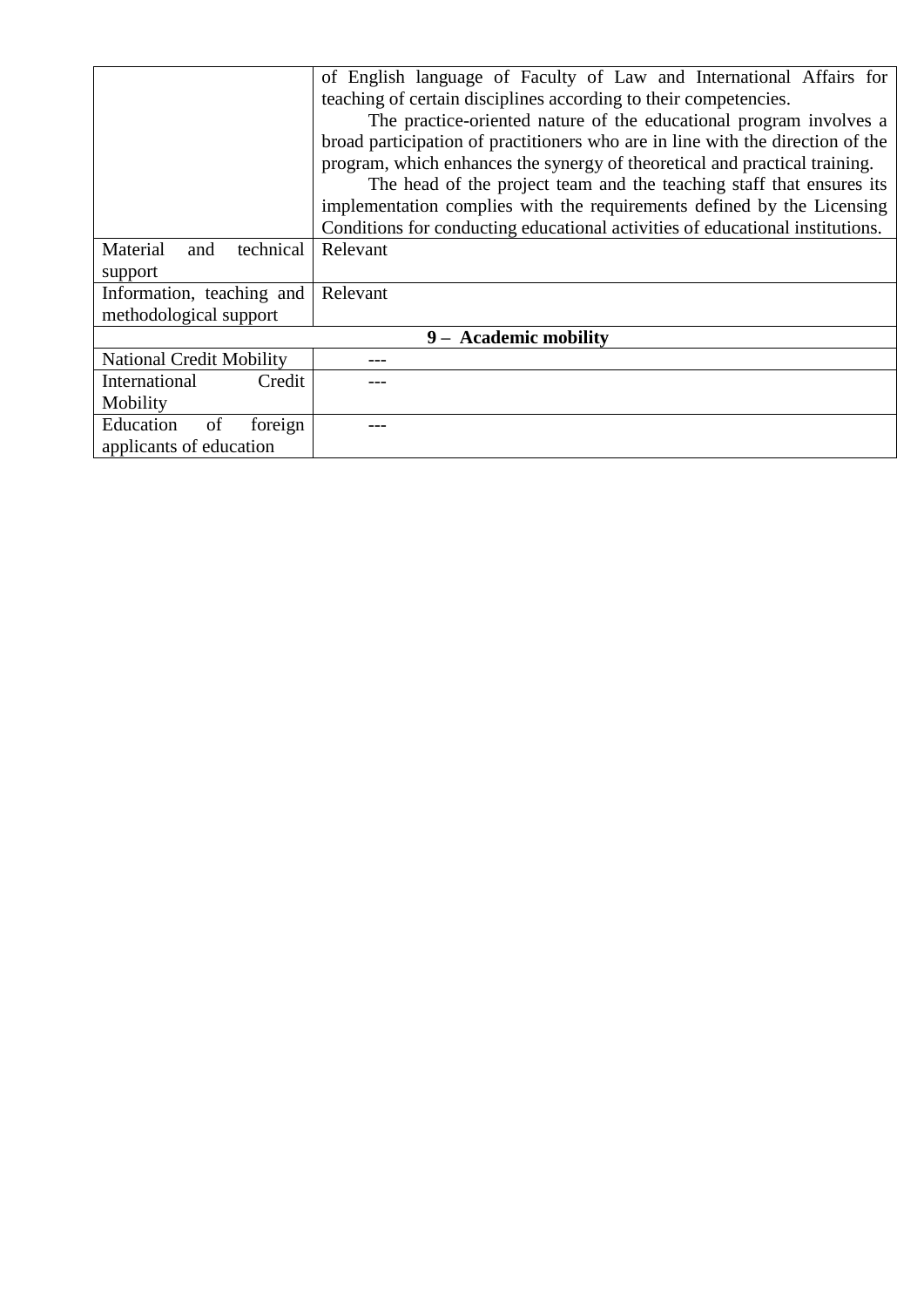| | |
|---|---|
| | of English language of Faculty of Law and International Affairs for teaching of certain disciplines according to their competencies.<br>The practice-oriented nature of the educational program involves a broad participation of practitioners who are in line with the direction of the program, which enhances the synergy of theoretical and practical training.<br>The head of the project team and the teaching staff that ensures its implementation complies with the requirements defined by the Licensing Conditions for conducting educational activities of educational institutions. |
| Material and technical support | Relevant |
| Information, teaching and methodological support | Relevant |
| **9 – Academic mobility** | |
| National Credit Mobility | --- |
| International Credit Mobility | --- |
| Education of foreign applicants of education | --- |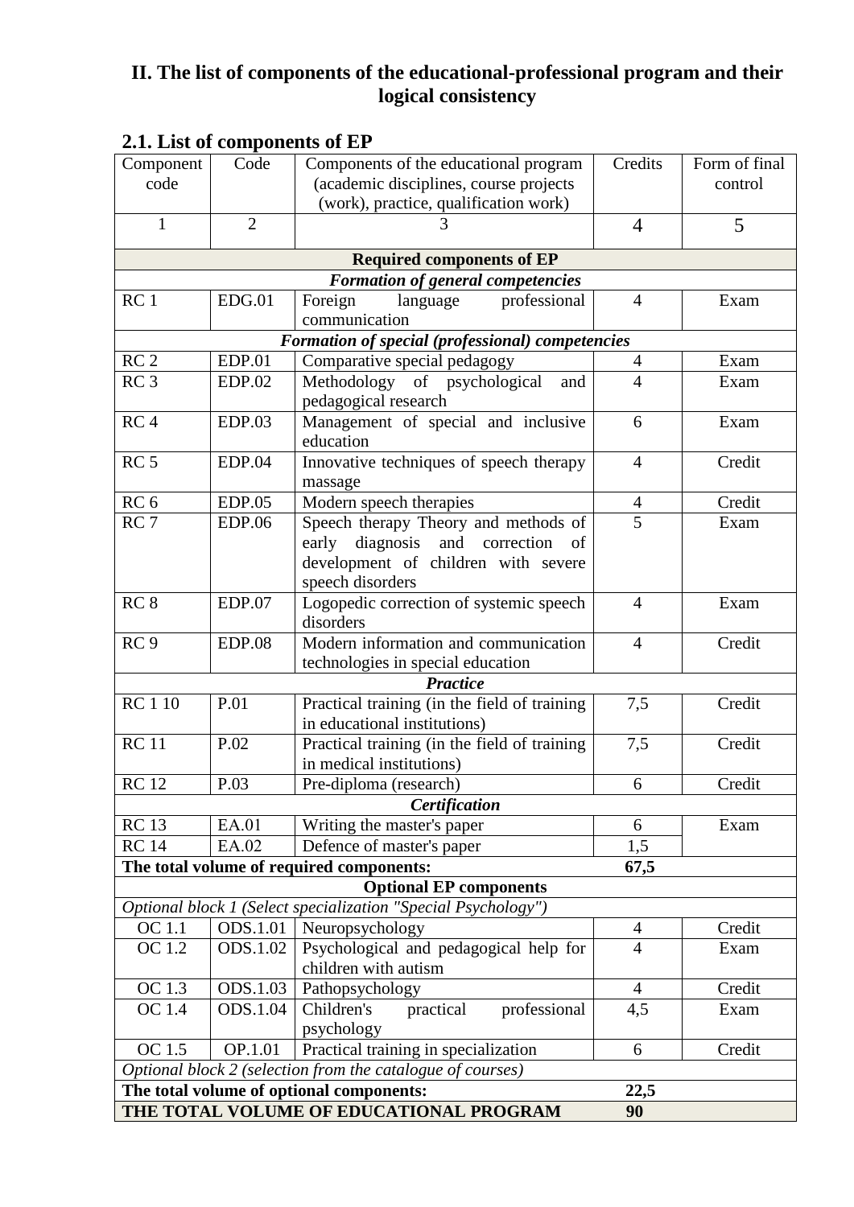## II. The list of components of the educational-professional program and their logical consistency

### 2.1. List of components of EP

| Component code | Code | Components of the educational program (academic disciplines, course projects (work), practice, qualification work) | Credits | Form of final control |
|---|---|---|---|---|
| 1 | 2 | 3 | 4 | 5 |
| **Required components of EP** | | | | |
| ***Formation of general competencies*** | | | | |
| RC 1 | EDG.01 | Foreign language professional communication | 4 | Exam |
| ***Formation of special (professional) competencies*** | | | | |
| RC 2 | EDP.01 | Comparative special pedagogy | 4 | Exam |
| RC 3 | EDP.02 | Methodology of psychological and pedagogical research | 4 | Exam |
| RC 4 | EDP.03 | Management of special and inclusive education | 6 | Exam |
| RC 5 | EDP.04 | Innovative techniques of speech therapy massage | 4 | Credit |
| RC 6 | EDP.05 | Modern speech therapies | 4 | Credit |
| RC 7 | EDP.06 | Speech therapy Theory and methods of early diagnosis and correction of development of children with severe speech disorders | 5 | Exam |
| RC 8 | EDP.07 | Logopedic correction of systemic speech disorders | 4 | Exam |
| RC 9 | EDP.08 | Modern information and communication technologies in special education | 4 | Credit |
| ***Practice*** | | | | |
| RC 1 10 | P.01 | Practical training (in the field of training in educational institutions) | 7,5 | Credit |
| RC 11 | P.02 | Practical training (in the field of training in medical institutions) | 7,5 | Credit |
| RC 12 | P.03 | Pre-diploma (research) | 6 | Credit |
| ***Certification*** | | | | |
| RC 13 | EA.01 | Writing the master's paper | 6 | Exam |
| RC 14 | EA.02 | Defence of master's paper | 1,5 | |
| **The total volume of required components:** | | | **67,5** | |
| **Optional EP components** | | | | |
| *Optional block 1 (Select specialization "Special Psychology")* | | | | |
| OC 1.1 | ODS.1.01 | Neuropsychology | 4 | Credit |
| OC 1.2 | ODS.1.02 | Psychological and pedagogical help for children with autism | 4 | Exam |
| OC 1.3 | ODS.1.03 | Pathopsychology | 4 | Credit |
| OC 1.4 | ODS.1.04 | Children's practical professional psychology | 4,5 | Exam |
| OC 1.5 | OP.1.01 | Practical training in specialization | 6 | Credit |
| *Optional block 2 (selection from the catalogue of courses)* | | | | |
| **The total volume of optional components:** | | | **22,5** | |
| **THE TOTAL VOLUME OF EDUCATIONAL PROGRAM** | | | **90** | |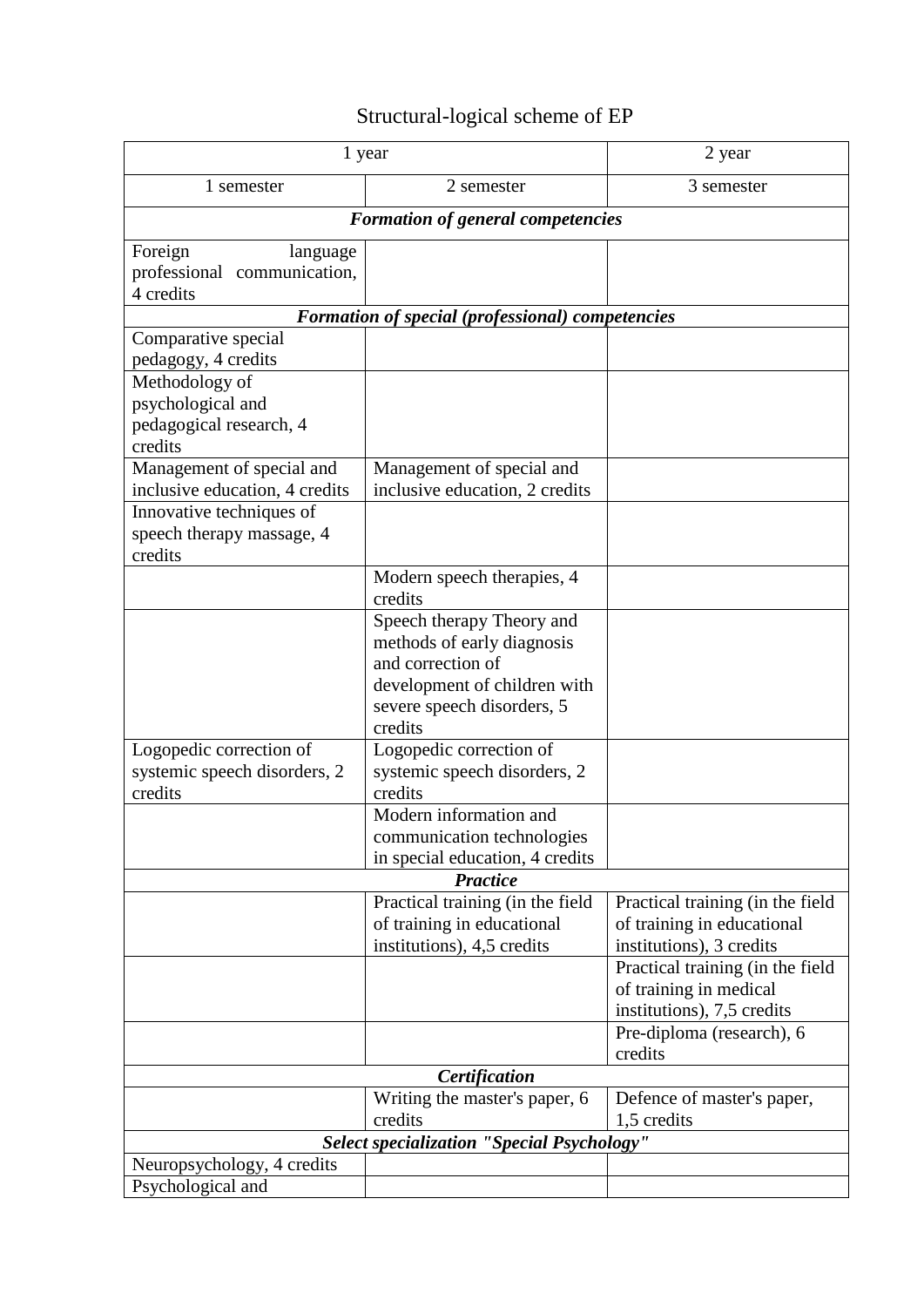# Structural-logical scheme of EP

| 1 year | | 2 year |
|---|---|---|
| 1 semester | 2 semester | 3 semester |
| ***Formation of general competencies*** | | |
| Foreign language professional communication, 4 credits | | |
| ***Formation of special (professional) competencies*** | | |
| Comparative special pedagogy, 4 credits | | |
| Methodology of psychological and pedagogical research, 4 credits | | |
| Management of special and inclusive education, 4 credits | Management of special and inclusive education, 2 credits | |
| Innovative techniques of speech therapy massage, 4 credits | | |
| | Modern speech therapies, 4 credits | |
| | Speech therapy Theory and methods of early diagnosis and correction of development of children with severe speech disorders, 5 credits | |
| Logopedic correction of systemic speech disorders, 2 credits | Logopedic correction of systemic speech disorders, 2 credits | |
| | Modern information and communication technologies in special education, 4 credits | |
| ***Practice*** | | |
| | Practical training (in the field of training in educational institutions), 4,5 credits | Practical training (in the field of training in educational institutions), 3 credits |
| | | Practical training (in the field of training in medical institutions), 7,5 credits |
| | | Pre-diploma (research), 6 credits |
| ***Certification*** | | |
| | Writing the master's paper, 6 credits | Defence of master's paper, 1,5 credits |
| ***Select specialization "Special Psychology"*** | | |
| Neuropsychology, 4 credits | | |
| Psychological and | | |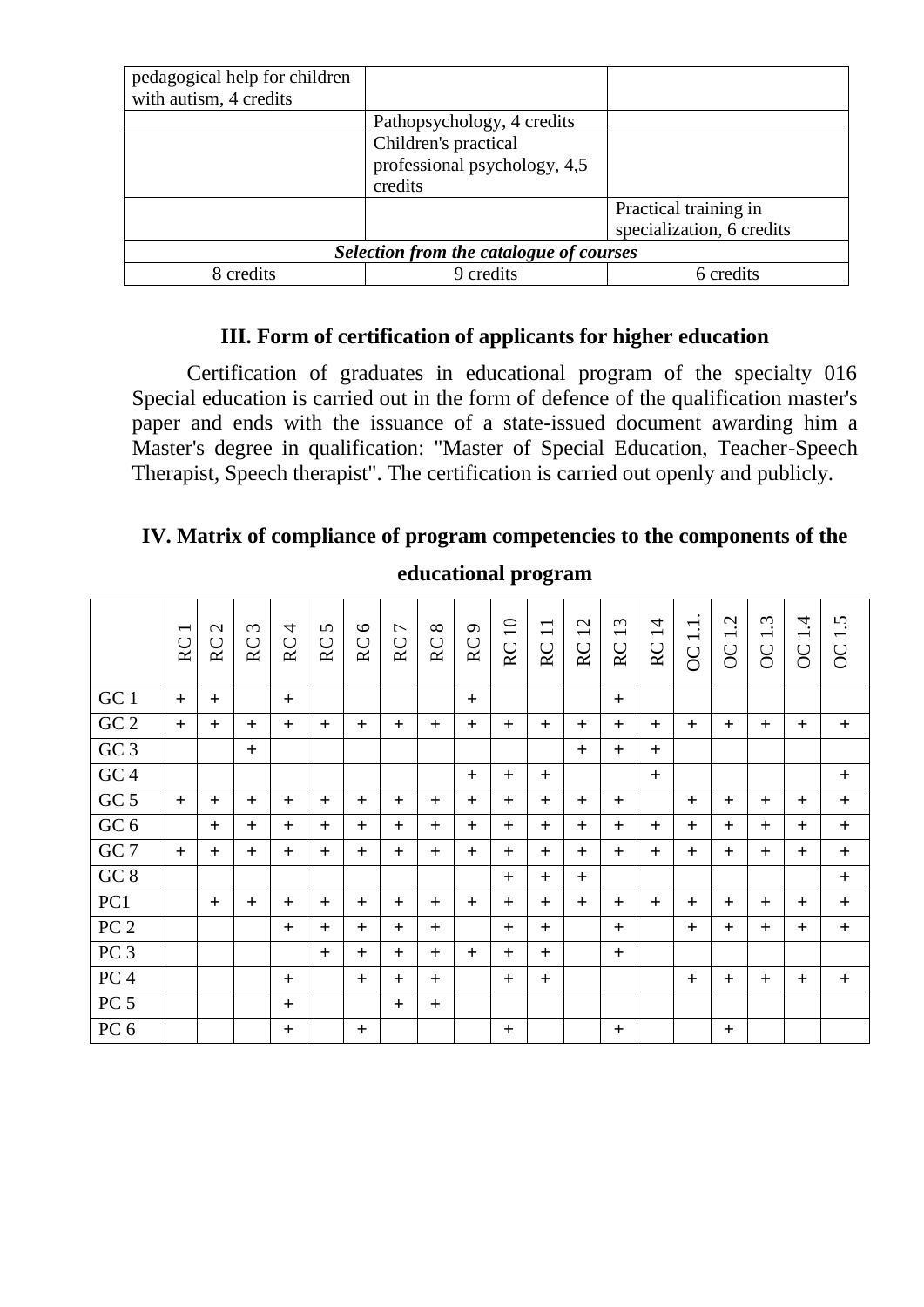| | | |
|---|---|---|
| pedagogical help for children with autism, 4 credits | | |
| | Pathopsychology, 4 credits | |
| | Children's practical professional psychology, 4,5 credits | |
| | | Practical training in specialization, 6 credits |
| ***Selection from the catalogue of courses*** | | |
| 8 credits | 9 credits | 6 credits |

## III. Form of certification of applicants for higher education

Certification of graduates in educational program of the specialty 016 Special education is carried out in the form of defence of the qualification master's paper and ends with the issuance of a state-issued document awarding him a Master's degree in qualification: "Master of Special Education, Teacher-Speech Therapist, Speech therapist". The certification is carried out openly and publicly.

## IV. Matrix of compliance of program competencies to the components of the educational program

| | RC 1 | RC 2 | RC 3 | RC 4 | RC 5 | RC 6 | RC 7 | RC 8 | RC 9 | RC 10 | RC 11 | RC 12 | RC 13 | RC 14 | OC 1.1. | OC 1.2 | OC 1.3 | OC 1.4 | OC 1.5 |
|---|---|---|---|---|---|---|---|---|---|---|---|---|---|---|---|---|---|---|---|
| GC 1 | + | + | | + | | | | | + | | | | + | | | | | | |
| GC 2 | + | + | + | + | + | + | + | + | + | + | + | + | + | + | + | + | + | + | + |
| GC 3 | | | + | | | | | | | | | + | + | + | | | | | |
| GC 4 | | | | | | | | | + | + | + | | | + | | | | | + |
| GC 5 | + | + | + | + | + | + | + | + | + | + | + | + | + | | + | + | + | + | + |
| GC 6 | | + | + | + | + | + | + | + | + | + | + | + | + | + | + | + | + | + | + |
| GC 7 | + | + | + | + | + | + | + | + | + | + | + | + | + | + | + | + | + | + | + |
| GC 8 | | | | | | | | | | + | + | + | | | | | | | + |
| PC1 | | + | + | + | + | + | + | + | + | + | + | + | + | + | + | + | + | + | + |
| PC 2 | | | | + | + | + | + | + | | + | + | | + | | + | + | + | + | + |
| PC 3 | | | | | + | + | + | + | + | + | + | | + | | | | | | |
| PC 4 | | | | + | | + | + | + | | + | + | | | | + | + | + | + | + |
| PC 5 | | | | + | | | + | + | | | | | | | | | | | |
| PC 6 | | | | + | | + | | | | + | | | + | | | + | | | |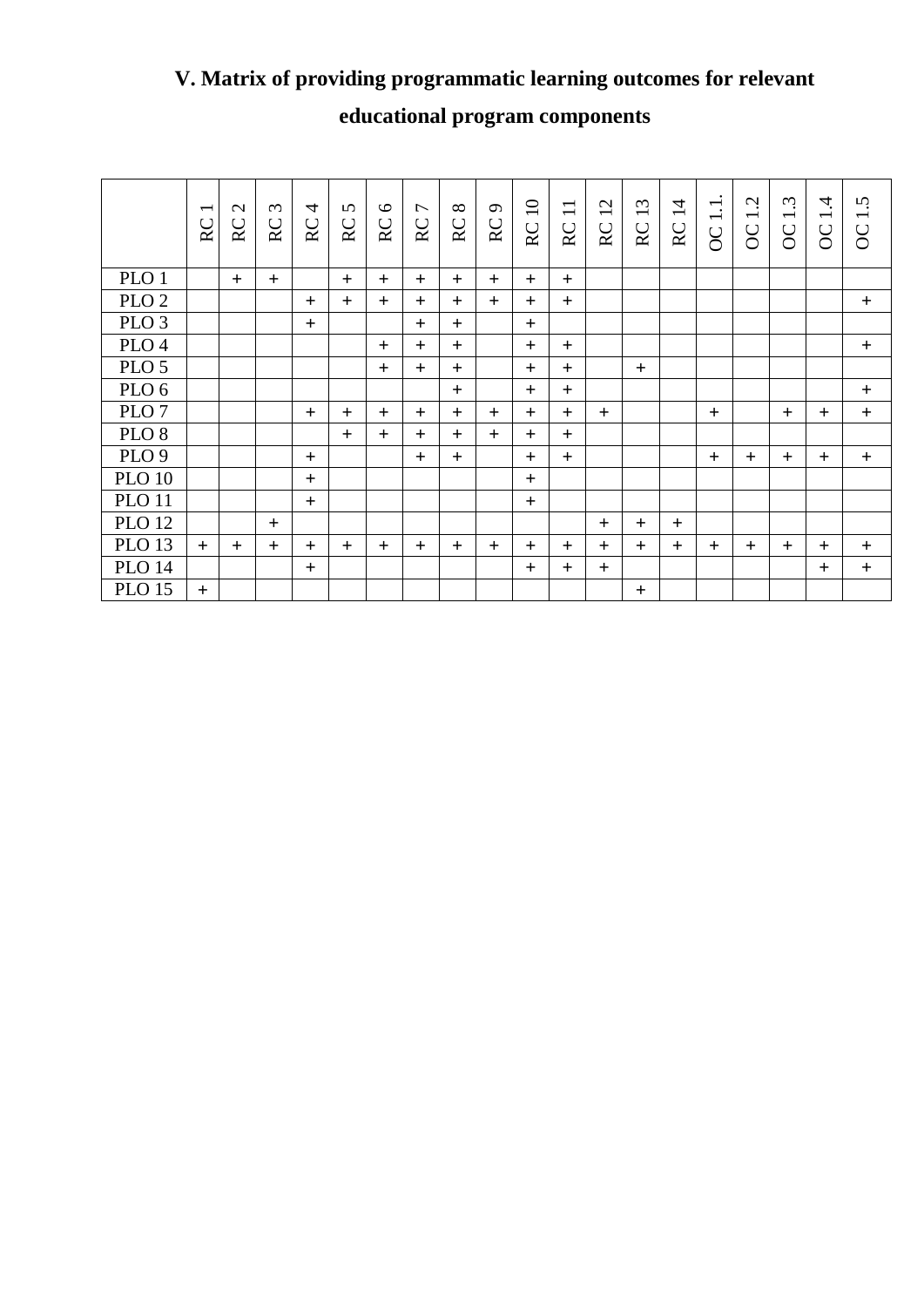# V. Matrix of providing programmatic learning outcomes for relevant educational program components

| | RC 1 | RC 2 | RC 3 | RC 4 | RC 5 | RC 6 | RC 7 | RC 8 | RC 9 | RC 10 | RC 11 | RC 12 | RC 13 | RC 14 | OC 1.1. | OC 1.2 | OC 1.3 | OC 1.4 | OC 1.5 |
|---|---|---|---|---|---|---|---|---|---|---|---|---|---|---|---|---|---|---|---|
| PLO 1 | | + | + | | + | + | + | + | + | + | + | | | | | | | | |
| PLO 2 | | | | + | + | + | + | + | + | + | + | | | | | | | | + |
| PLO 3 | | | | + | | | + | + | | + | | | | | | | | | |
| PLO 4 | | | | | | + | + | + | | + | + | | | | | | | | + |
| PLO 5 | | | | | | + | + | + | | + | + | | + | | | | | | |
| PLO 6 | | | | | | | | + | | + | + | | | | | | | | + |
| PLO 7 | | | | + | + | + | + | + | + | + | + | + | | | + | | + | + | + |
| PLO 8 | | | | | + | + | + | + | + | + | + | | | | | | | | |
| PLO 9 | | | | + | | | + | + | | + | + | | | | + | + | + | + | + |
| PLO 10 | | | | + | | | | | | + | | | | | | | | | |
| PLO 11 | | | | + | | | | | | + | | | | | | | | | |
| PLO 12 | | | + | | | | | | | | | + | + | + | | | | | |
| PLO 13 | + | + | + | + | + | + | + | + | + | + | + | + | + | + | + | + | + | + | + |
| PLO 14 | | | | + | | | | | | + | + | + | | | | | | + | + |
| PLO 15 | + | | | | | | | | | | | | + | | | | | | |